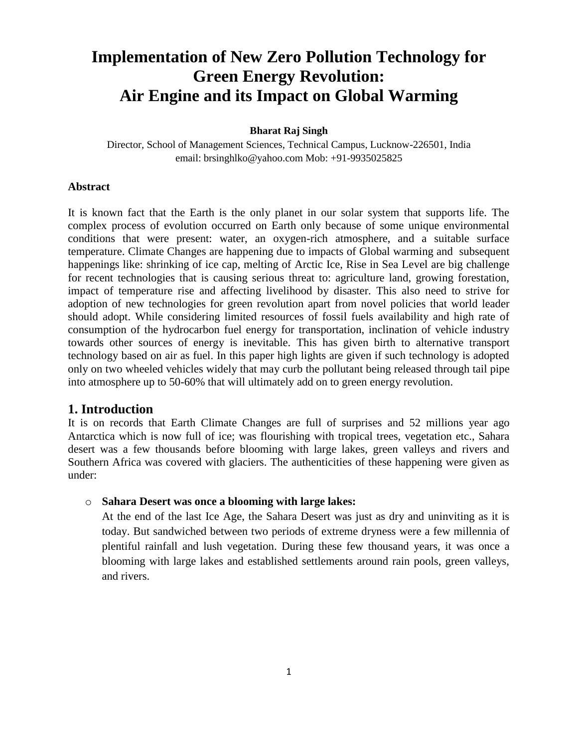# Implementation of New Zero Pollution Technology for Green Energy Revolution: Air Engine and its Impact on Global Warming

**Bharat Raj Singh**

Director, School of Management Sciences, Technical Campus, Lucknow-226501, India
email: brsinghlko@yahoo.com Mob: +91-9935025825

### Abstract

It is known fact that the Earth is the only planet in our solar system that supports life. The complex process of evolution occurred on Earth only because of some unique environmental conditions that were present: water, an oxygen-rich atmosphere, and a suitable surface temperature. Climate Changes are happening due to impacts of Global warming and subsequent happenings like: shrinking of ice cap, melting of Arctic Ice, Rise in Sea Level are big challenge for recent technologies that is causing serious threat to: agriculture land, growing forestation, impact of temperature rise and affecting livelihood by disaster. This also need to strive for adoption of new technologies for green revolution apart from novel policies that world leader should adopt. While considering limited resources of fossil fuels availability and high rate of consumption of the hydrocarbon fuel energy for transportation, inclination of vehicle industry towards other sources of energy is inevitable. This has given birth to alternative transport technology based on air as fuel. In this paper high lights are given if such technology is adopted only on two wheeled vehicles widely that may curb the pollutant being released through tail pipe into atmosphere up to 50-60% that will ultimately add on to green energy revolution.

## 1. Introduction

It is on records that Earth Climate Changes are full of surprises and 52 millions year ago Antarctica which is now full of ice; was flourishing with tropical trees, vegetation etc., Sahara desert was a few thousands before blooming with large lakes, green valleys and rivers and Southern Africa was covered with glaciers. The authenticities of these happening were given as under:

- **Sahara Desert was once a blooming with large lakes:**
  At the end of the last Ice Age, the Sahara Desert was just as dry and uninviting as it is today. But sandwiched between two periods of extreme dryness were a few millennia of plentiful rainfall and lush vegetation. During these few thousand years, it was once a blooming with large lakes and established settlements around rain pools, green valleys, and rivers.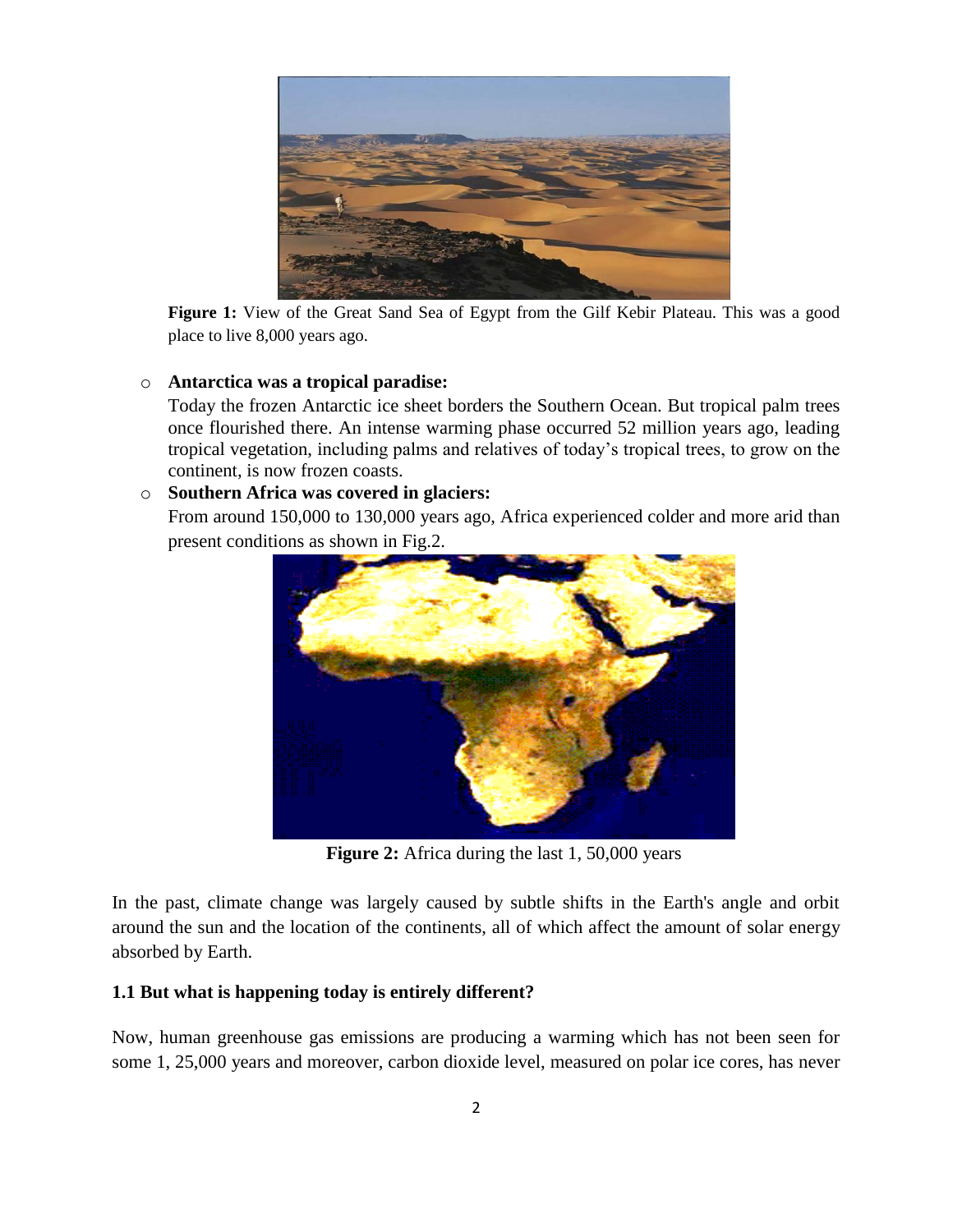**Figure 1:** View of the Great Sand Sea of Egypt from the Gilf Kebir Plateau. This was a good place to live 8,000 years ago.

- **Antarctica was a tropical paradise:**
  Today the frozen Antarctic ice sheet borders the Southern Ocean. But tropical palm trees once flourished there. An intense warming phase occurred 52 million years ago, leading tropical vegetation, including palms and relatives of today's tropical trees, to grow on the continent, is now frozen coasts.
- **Southern Africa was covered in glaciers:**
  From around 150,000 to 130,000 years ago, Africa experienced colder and more arid than present conditions as shown in Fig.2.

**Figure 2:** Africa during the last 1, 50,000 years

In the past, climate change was largely caused by subtle shifts in the Earth's angle and orbit around the sun and the location of the continents, all of which affect the amount of solar energy absorbed by Earth.

### 1.1 But what is happening today is entirely different?

Now, human greenhouse gas emissions are producing a warming which has not been seen for some 1, 25,000 years and moreover, carbon dioxide level, measured on polar ice cores, has never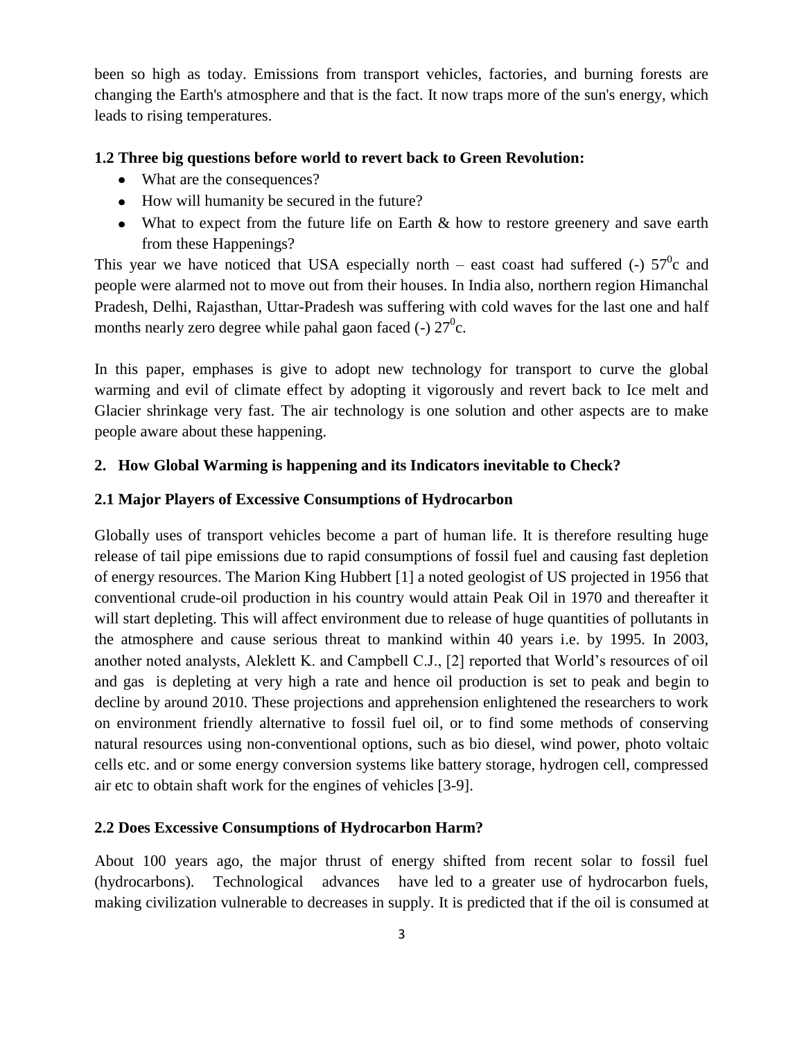been so high as today. Emissions from transport vehicles, factories, and burning forests are changing the Earth's atmosphere and that is the fact. It now traps more of the sun's energy, which leads to rising temperatures.

### 1.2 Three big questions before world to revert back to Green Revolution:

- What are the consequences?
- How will humanity be secured in the future?
- What to expect from the future life on Earth & how to restore greenery and save earth from these Happenings?

This year we have noticed that USA especially north – east coast had suffered (-) $57^0$c and people were alarmed not to move out from their houses. In India also, northern region Himanchal Pradesh, Delhi, Rajasthan, Uttar-Pradesh was suffering with cold waves for the last one and half months nearly zero degree while pahal gaon faced (-) $27^0$c.

In this paper, emphases is give to adopt new technology for transport to curve the global warming and evil of climate effect by adopting it vigorously and revert back to Ice melt and Glacier shrinkage very fast. The air technology is one solution and other aspects are to make people aware about these happening.

## 2. How Global Warming is happening and its Indicators inevitable to Check?

### 2.1 Major Players of Excessive Consumptions of Hydrocarbon

Globally uses of transport vehicles become a part of human life. It is therefore resulting huge release of tail pipe emissions due to rapid consumptions of fossil fuel and causing fast depletion of energy resources. The Marion King Hubbert [1] a noted geologist of US projected in 1956 that conventional crude-oil production in his country would attain Peak Oil in 1970 and thereafter it will start depleting. This will affect environment due to release of huge quantities of pollutants in the atmosphere and cause serious threat to mankind within 40 years i.e. by 1995. In 2003, another noted analysts, Aleklett K. and Campbell C.J., [2] reported that World's resources of oil and gas is depleting at very high a rate and hence oil production is set to peak and begin to decline by around 2010. These projections and apprehension enlightened the researchers to work on environment friendly alternative to fossil fuel oil, or to find some methods of conserving natural resources using non-conventional options, such as bio diesel, wind power, photo voltaic cells etc. and or some energy conversion systems like battery storage, hydrogen cell, compressed air etc to obtain shaft work for the engines of vehicles [3-9].

### 2.2 Does Excessive Consumptions of Hydrocarbon Harm?

About 100 years ago, the major thrust of energy shifted from recent solar to fossil fuel (hydrocarbons). Technological advances have led to a greater use of hydrocarbon fuels, making civilization vulnerable to decreases in supply. It is predicted that if the oil is consumed at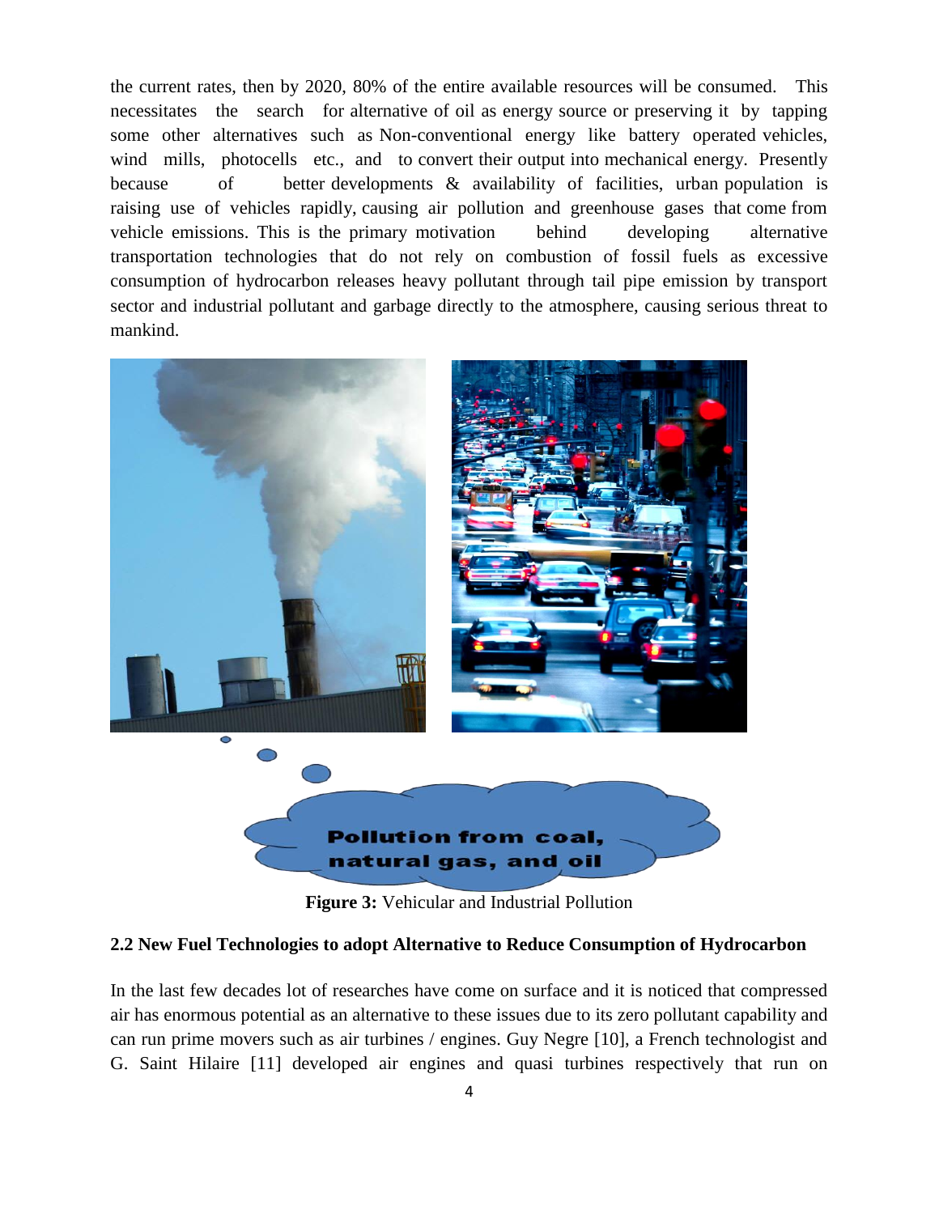the current rates, then by 2020, 80% of the entire available resources will be consumed. This necessitates the search for alternative of oil as energy source or preserving it by tapping some other alternatives such as Non-conventional energy like battery operated vehicles, wind mills, photocells etc., and to convert their output into mechanical energy. Presently because of better developments & availability of facilities, urban population is raising use of vehicles rapidly, causing air pollution and greenhouse gases that come from vehicle emissions. This is the primary motivation behind developing alternative transportation technologies that do not rely on combustion of fossil fuels as excessive consumption of hydrocarbon releases heavy pollutant through tail pipe emission by transport sector and industrial pollutant and garbage directly to the atmosphere, causing serious threat to mankind.

Pollution from coal, natural gas, and oil

**Figure 3:** Vehicular and Industrial Pollution

### 2.2 New Fuel Technologies to adopt Alternative to Reduce Consumption of Hydrocarbon

In the last few decades lot of researches have come on surface and it is noticed that compressed air has enormous potential as an alternative to these issues due to its zero pollutant capability and can run prime movers such as air turbines / engines. Guy Negre [10], a French technologist and G. Saint Hilaire [11] developed air engines and quasi turbines respectively that run on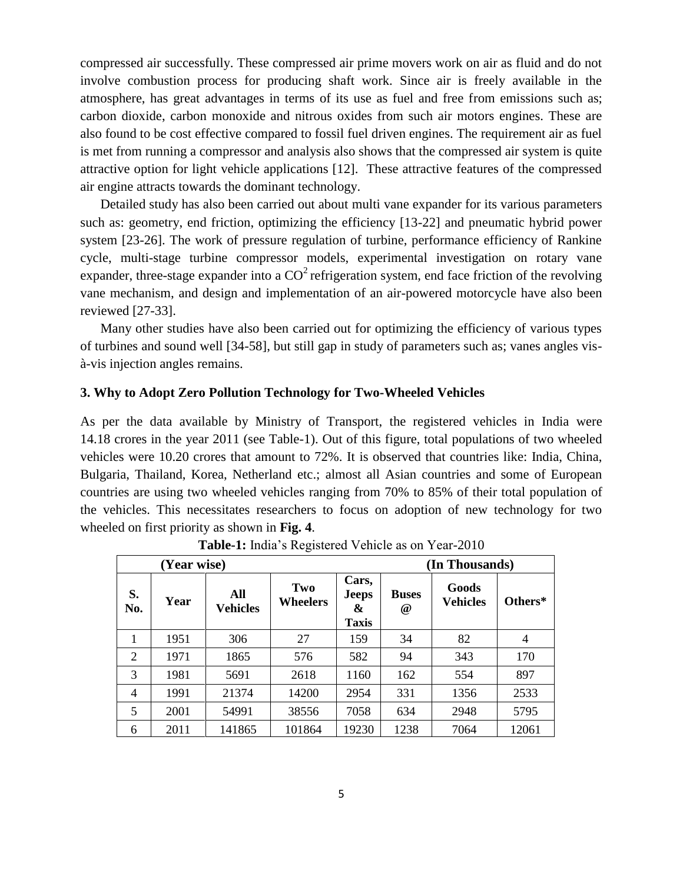compressed air successfully. These compressed air prime movers work on air as fluid and do not involve combustion process for producing shaft work. Since air is freely available in the atmosphere, has great advantages in terms of its use as fuel and free from emissions such as; carbon dioxide, carbon monoxide and nitrous oxides from such air motors engines. These are also found to be cost effective compared to fossil fuel driven engines. The requirement air as fuel is met from running a compressor and analysis also shows that the compressed air system is quite attractive option for light vehicle applications [12]. These attractive features of the compressed air engine attracts towards the dominant technology.

Detailed study has also been carried out about multi vane expander for its various parameters such as: geometry, end friction, optimizing the efficiency [13-22] and pneumatic hybrid power system [23-26]. The work of pressure regulation of turbine, performance efficiency of Rankine cycle, multi-stage turbine compressor models, experimental investigation on rotary vane expander, three-stage expander into a $CO^2$ refrigeration system, end face friction of the revolving vane mechanism, and design and implementation of an air-powered motorcycle have also been reviewed [27-33].

Many other studies have also been carried out for optimizing the efficiency of various types of turbines and sound well [34-58], but still gap in study of parameters such as; vanes angles vis-à-vis injection angles remains.

## 3. Why to Adopt Zero Pollution Technology for Two-Wheeled Vehicles

As per the data available by Ministry of Transport, the registered vehicles in India were 14.18 crores in the year 2011 (see Table-1). Out of this figure, total populations of two wheeled vehicles were 10.20 crores that amount to 72%. It is observed that countries like: India, China, Bulgaria, Thailand, Korea, Netherland etc.; almost all Asian countries and some of European countries are using two wheeled vehicles ranging from 70% to 85% of their total population of the vehicles. This necessitates researchers to focus on adoption of new technology for two wheeled on first priority as shown in **Fig. 4**.

**Table-1:** India's Registered Vehicle as on Year-2010

| **(Year wise)** | | | | | | **(In Thousands)** | |
|---|---|---|---|---|---|---|---|
| **S. No.** | **Year** | **All Vehicles** | **Two Wheelers** | **Cars, Jeeps & Taxis** | **Buses @** | **Goods Vehicles** | **Others*** |
| 1 | 1951 | 306 | 27 | 159 | 34 | 82 | 4 |
| 2 | 1971 | 1865 | 576 | 582 | 94 | 343 | 170 |
| 3 | 1981 | 5691 | 2618 | 1160 | 162 | 554 | 897 |
| 4 | 1991 | 21374 | 14200 | 2954 | 331 | 1356 | 2533 |
| 5 | 2001 | 54991 | 38556 | 7058 | 634 | 2948 | 5795 |
| 6 | 2011 | 141865 | 101864 | 19230 | 1238 | 7064 | 12061 |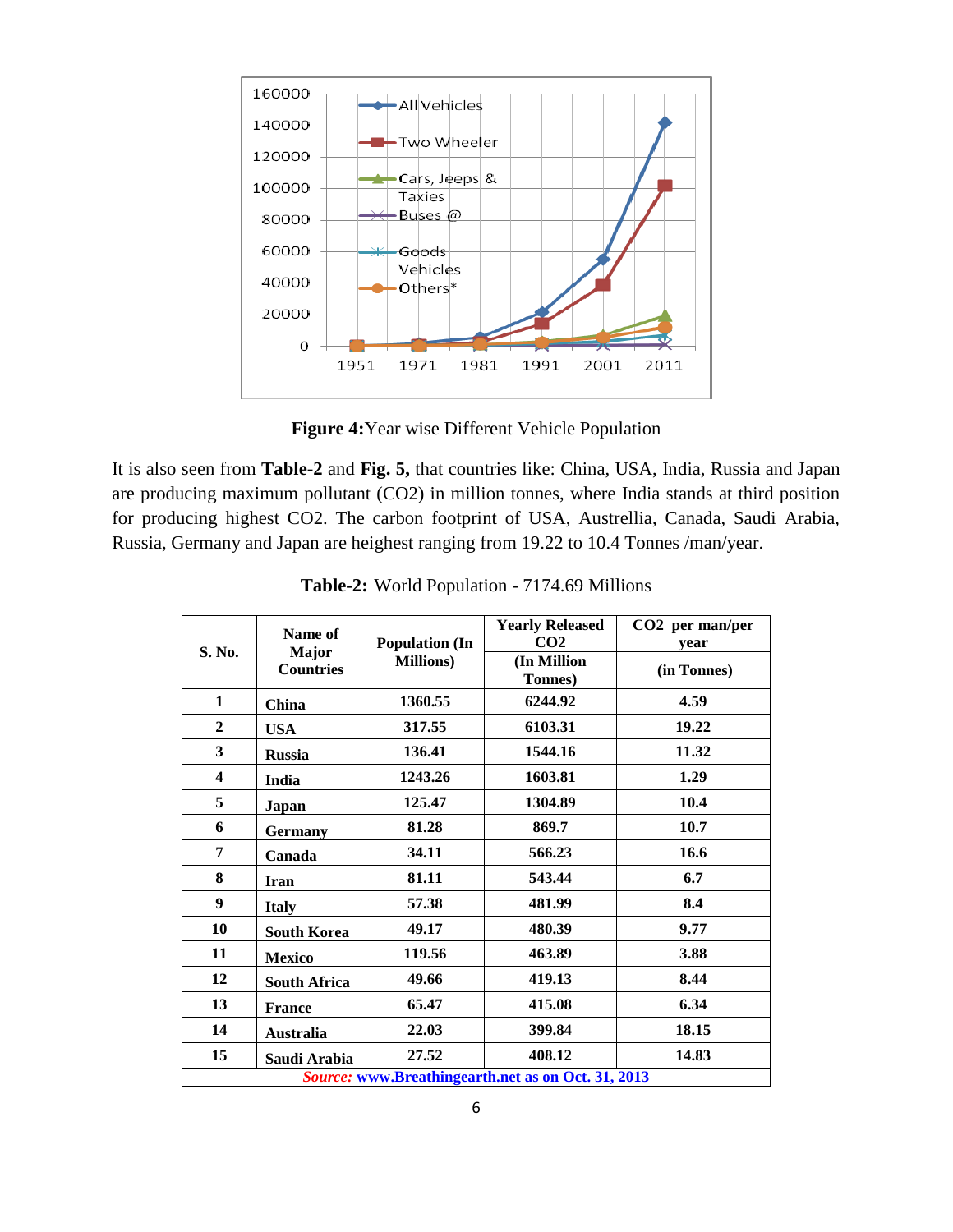**Figure 4:**Year wise Different Vehicle Population

It is also seen from **Table-2** and **Fig. 5,** that countries like: China, USA, India, Russia and Japan are producing maximum pollutant ($CO_2$) in million tonnes, where India stands at third position for producing highest $CO_2$. The carbon footprint of USA, Austrellia, Canada, Saudi Arabia, Russia, Germany and Japan are heighest ranging from 19.22 to 10.4 Tonnes /man/year.

**Table-2:** World Population - 7174.69 Millions

| S. No. | Name of Major Countries | Population (In Millions) | Yearly Released $CO_2$ (In Million Tonnes) | $CO_2$ per man/per year (in Tonnes) |
|---|---|---|---|---|
| 1 | China | 1360.55 | 6244.92 | 4.59 |
| 2 | USA | 317.55 | 6103.31 | 19.22 |
| 3 | Russia | 136.41 | 1544.16 | 11.32 |
| 4 | India | 1243.26 | 1603.81 | 1.29 |
| 5 | Japan | 125.47 | 1304.89 | 10.4 |
| 6 | Germany | 81.28 | 869.7 | 10.7 |
| 7 | Canada | 34.11 | 566.23 | 16.6 |
| 8 | Iran | 81.11 | 543.44 | 6.7 |
| 9 | Italy | 57.38 | 481.99 | 8.4 |
| 10 | South Korea | 49.17 | 480.39 | 9.77 |
| 11 | Mexico | 119.56 | 463.89 | 3.88 |
| 12 | South Africa | 49.66 | 419.13 | 8.44 |
| 13 | France | 65.47 | 415.08 | 6.34 |
| 14 | Australia | 22.03 | 399.84 | 18.15 |
| 15 | Saudi Arabia | 27.52 | 408.12 | 14.83 |

***Source:*** **www.Breathingearth.net as on Oct. 31, 2013**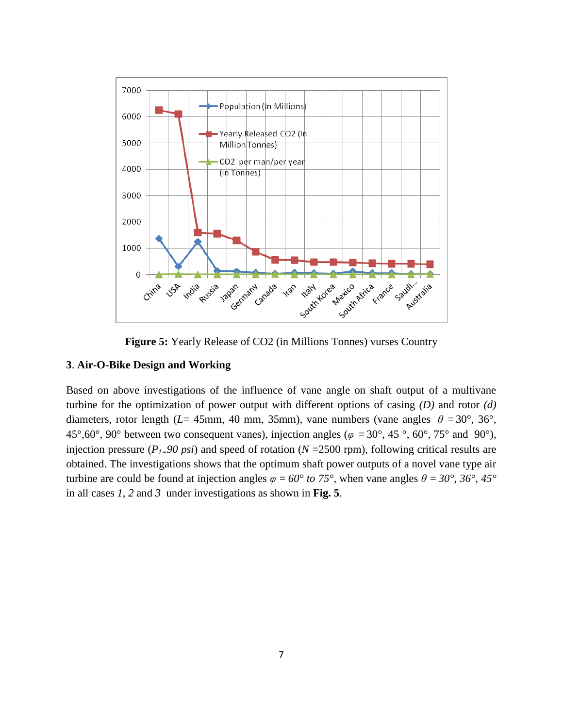**Figure 5:** Yearly Release of CO2 (in Millions Tonnes) vurses Country

## 3. Air-O-Bike Design and Working

Based on above investigations of the influence of vane angle on shaft output of a multivane turbine for the optimization of power output with different options of casing *(D)* and rotor *(d)* diameters, rotor length ($L$= 45mm, 40 mm, 35mm), vane numbers (vane angles $\theta$ =30°, 36°, 45°,60°, 90° between two consequent vanes), injection angles ($\varphi$ =30°, 45 °, 60°, 75° and 90°), injection pressure ($P_1$=90 *psi*) and speed of rotation ($N$ =2500 rpm), following critical results are obtained. The investigations shows that the optimum shaft power outputs of a novel vane type air turbine are could be found at injection angles $\varphi$ = *60° to 75°*, when vane angles $\theta$ = *30°*, *36°*, *45°* in all cases *1*, *2* and *3* under investigations as shown in **Fig. 5**.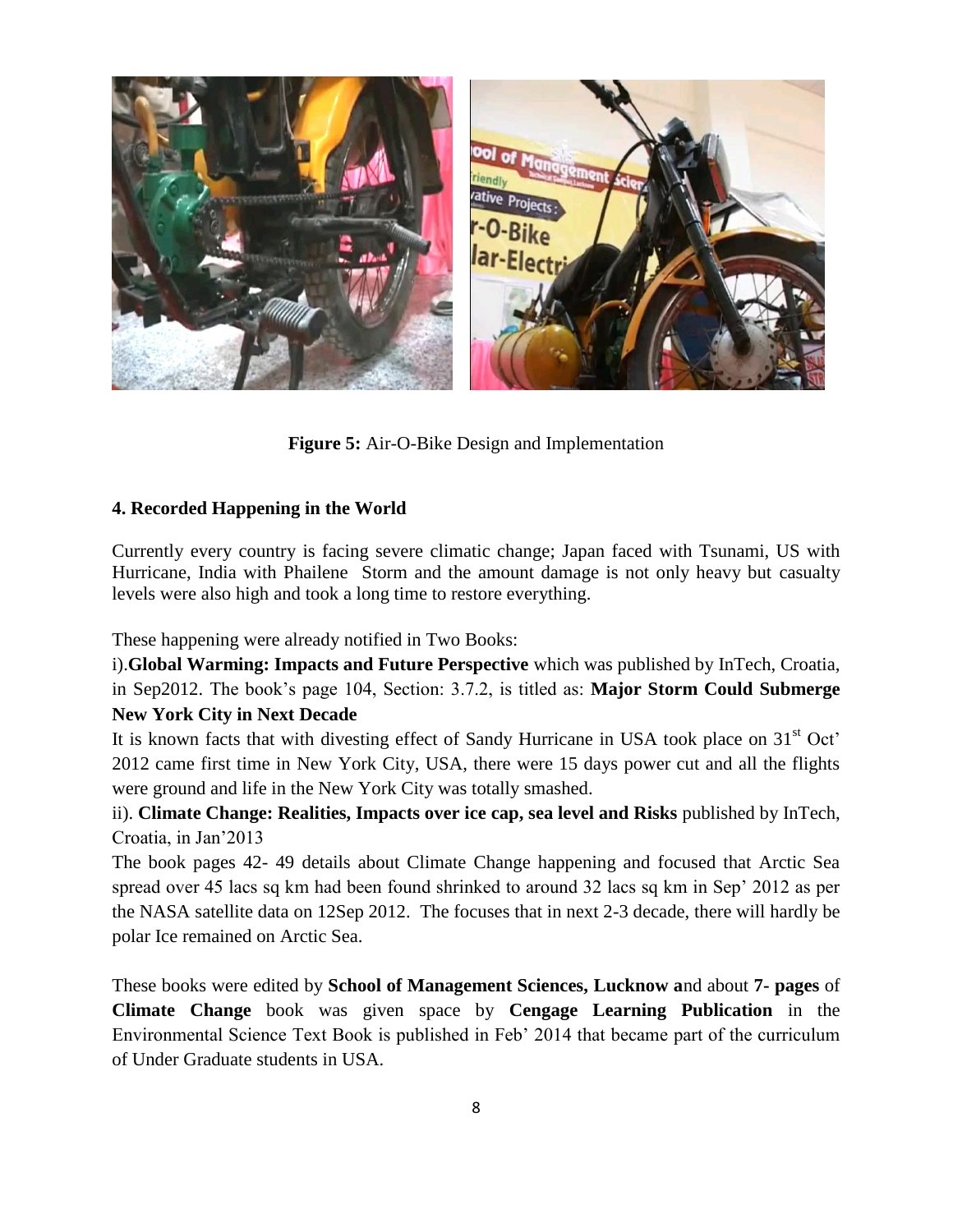**Figure 5:** Air-O-Bike Design and Implementation

## 4. Recorded Happening in the World

Currently every country is facing severe climatic change; Japan faced with Tsunami, US with Hurricane, India with Phailene Storm and the amount damage is not only heavy but casualty levels were also high and took a long time to restore everything.

These happening were already notified in Two Books:

i).**Global Warming: Impacts and Future Perspective** which was published by InTech, Croatia, in Sep2012. The book's page 104, Section: 3.7.2, is titled as: **Major Storm Could Submerge New York City in Next Decade**

It is known facts that with divesting effect of Sandy Hurricane in USA took place on 31st Oct' 2012 came first time in New York City, USA, there were 15 days power cut and all the flights were ground and life in the New York City was totally smashed.

ii). **Climate Change: Realities, Impacts over ice cap, sea level and Risks** published by InTech, Croatia, in Jan'2013

The book pages 42- 49 details about Climate Change happening and focused that Arctic Sea spread over 45 lacs sq km had been found shrinked to around 32 lacs sq km in Sep' 2012 as per the NASA satellite data on 12Sep 2012. The focuses that in next 2-3 decade, there will hardly be polar Ice remained on Arctic Sea.

These books were edited by **School of Management Sciences, Lucknow a**nd about **7- pages** of **Climate Change** book was given space by **Cengage Learning Publication** in the Environmental Science Text Book is published in Feb' 2014 that became part of the curriculum of Under Graduate students in USA.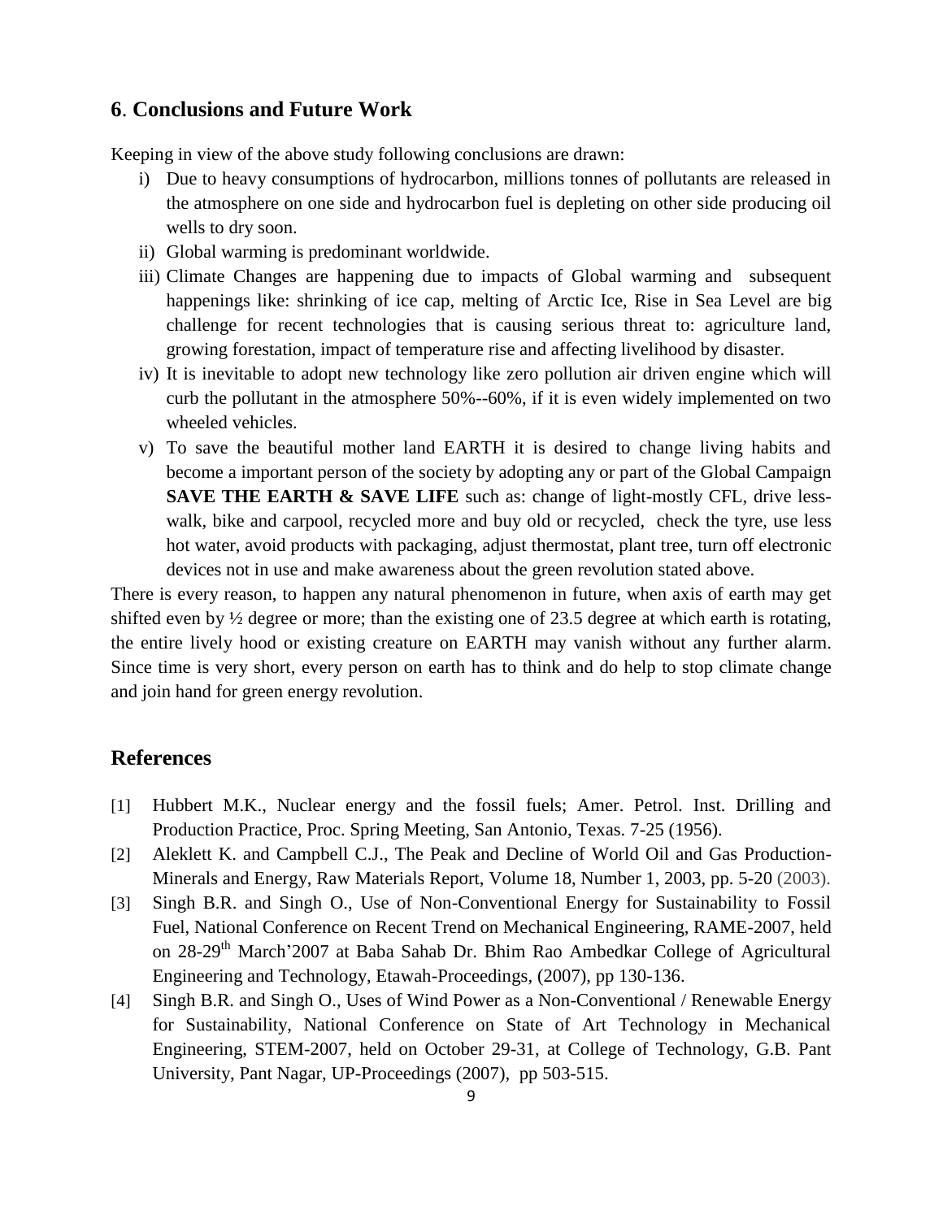## 6. Conclusions and Future Work

Keeping in view of the above study following conclusions are drawn:

i) Due to heavy consumptions of hydrocarbon, millions tonnes of pollutants are released in the atmosphere on one side and hydrocarbon fuel is depleting on other side producing oil wells to dry soon.

ii) Global warming is predominant worldwide.

iii) Climate Changes are happening due to impacts of Global warming and subsequent happenings like: shrinking of ice cap, melting of Arctic Ice, Rise in Sea Level are big challenge for recent technologies that is causing serious threat to: agriculture land, growing forestation, impact of temperature rise and affecting livelihood by disaster.

iv) It is inevitable to adopt new technology like zero pollution air driven engine which will curb the pollutant in the atmosphere 50%--60%, if it is even widely implemented on two wheeled vehicles.

v) To save the beautiful mother land EARTH it is desired to change living habits and become a important person of the society by adopting any or part of the Global Campaign **SAVE THE EARTH & SAVE LIFE** such as: change of light-mostly CFL, drive less-walk, bike and carpool, recycled more and buy old or recycled, check the tyre, use less hot water, avoid products with packaging, adjust thermostat, plant tree, turn off electronic devices not in use and make awareness about the green revolution stated above.

There is every reason, to happen any natural phenomenon in future, when axis of earth may get shifted even by ½ degree or more; than the existing one of 23.5 degree at which earth is rotating, the entire lively hood or existing creature on EARTH may vanish without any further alarm. Since time is very short, every person on earth has to think and do help to stop climate change and join hand for green energy revolution.

## References

[1] Hubbert M.K., Nuclear energy and the fossil fuels; Amer. Petrol. Inst. Drilling and Production Practice, Proc. Spring Meeting, San Antonio, Texas. 7-25 (1956).

[2] Aleklett K. and Campbell C.J., The Peak and Decline of World Oil and Gas Production-Minerals and Energy, Raw Materials Report, Volume 18, Number 1, 2003, pp. 5-20 (2003).

[3] Singh B.R. and Singh O., Use of Non-Conventional Energy for Sustainability to Fossil Fuel, National Conference on Recent Trend on Mechanical Engineering, RAME-2007, held on 28-29th March'2007 at Baba Sahab Dr. Bhim Rao Ambedkar College of Agricultural Engineering and Technology, Etawah-Proceedings, (2007), pp 130-136.

[4] Singh B.R. and Singh O., Uses of Wind Power as a Non-Conventional / Renewable Energy for Sustainability, National Conference on State of Art Technology in Mechanical Engineering, STEM-2007, held on October 29-31, at College of Technology, G.B. Pant University, Pant Nagar, UP-Proceedings (2007), pp 503-515.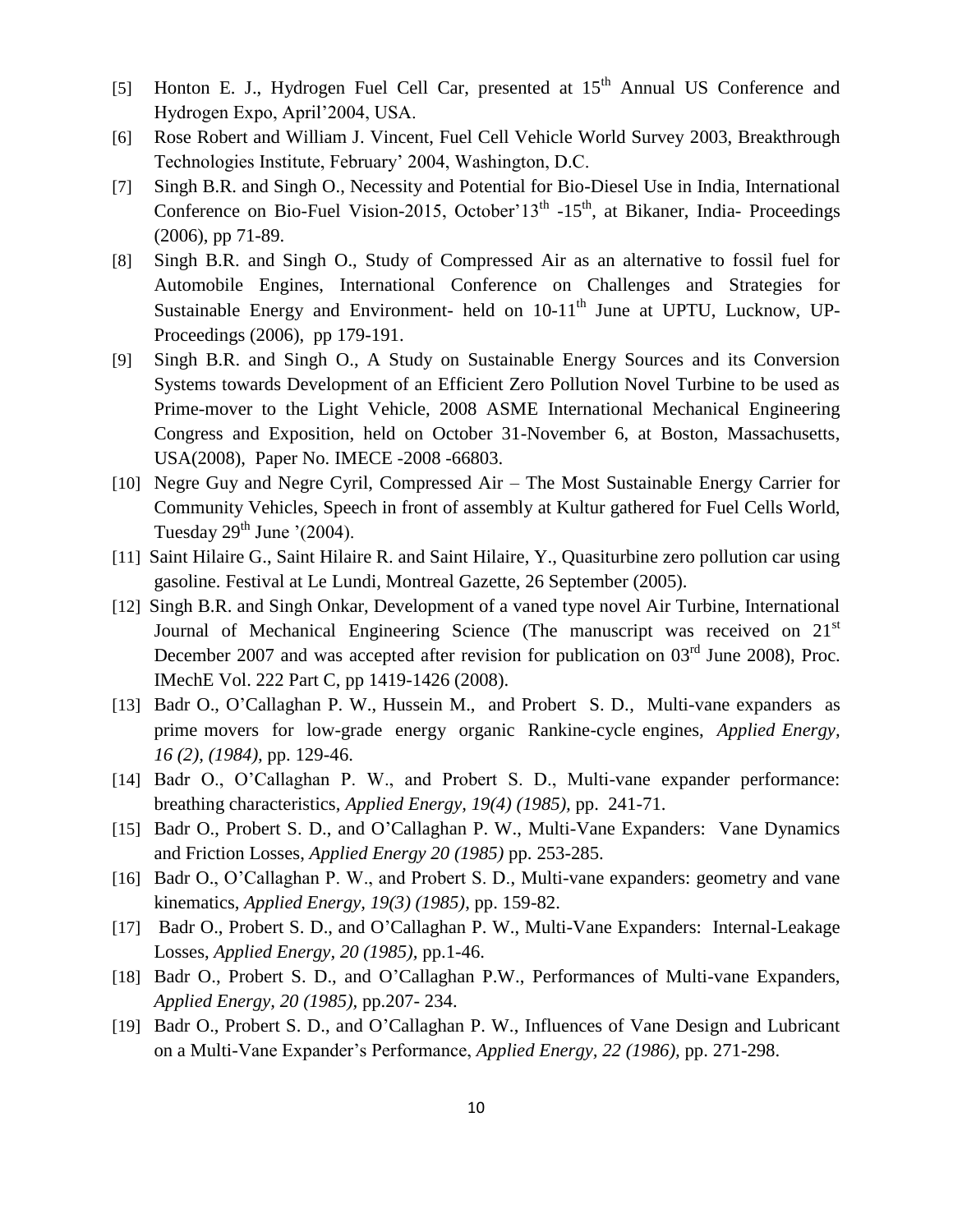[5] Honton E. J., Hydrogen Fuel Cell Car, presented at 15th Annual US Conference and Hydrogen Expo, April'2004, USA.

[6] Rose Robert and William J. Vincent, Fuel Cell Vehicle World Survey 2003, Breakthrough Technologies Institute, February' 2004, Washington, D.C.

[7] Singh B.R. and Singh O., Necessity and Potential for Bio-Diesel Use in India, International Conference on Bio-Fuel Vision-2015, October'13th -15th, at Bikaner, India- Proceedings (2006), pp 71-89.

[8] Singh B.R. and Singh O., Study of Compressed Air as an alternative to fossil fuel for Automobile Engines, International Conference on Challenges and Strategies for Sustainable Energy and Environment- held on 10-11th June at UPTU, Lucknow, UP-Proceedings (2006), pp 179-191.

[9] Singh B.R. and Singh O., A Study on Sustainable Energy Sources and its Conversion Systems towards Development of an Efficient Zero Pollution Novel Turbine to be used as Prime-mover to the Light Vehicle, 2008 ASME International Mechanical Engineering Congress and Exposition, held on October 31-November 6, at Boston, Massachusetts, USA(2008), Paper No. IMECE -2008 -66803.

[10] Negre Guy and Negre Cyril, Compressed Air – The Most Sustainable Energy Carrier for Community Vehicles, Speech in front of assembly at Kultur gathered for Fuel Cells World, Tuesday 29th June '(2004).

[11] Saint Hilaire G., Saint Hilaire R. and Saint Hilaire, Y., Quasiturbine zero pollution car using gasoline. Festival at Le Lundi, Montreal Gazette, 26 September (2005).

[12] Singh B.R. and Singh Onkar, Development of a vaned type novel Air Turbine, International Journal of Mechanical Engineering Science (The manuscript was received on 21st December 2007 and was accepted after revision for publication on 03rd June 2008), Proc. IMechE Vol. 222 Part C, pp 1419-1426 (2008).

[13] Badr O., O'Callaghan P. W., Hussein M., and Probert S. D., Multi-vane expanders as prime movers for low-grade energy organic Rankine-cycle engines, *Applied Energy, 16 (2), (1984)*, pp. 129-46.

[14] Badr O., O'Callaghan P. W., and Probert S. D., Multi-vane expander performance: breathing characteristics, *Applied Energy, 19(4) (1985),* pp. 241-71.

[15] Badr O., Probert S. D., and O'Callaghan P. W., Multi-Vane Expanders: Vane Dynamics and Friction Losses, *Applied Energy 20 (1985)* pp. 253-285.

[16] Badr O., O'Callaghan P. W., and Probert S. D., Multi-vane expanders: geometry and vane kinematics, *Applied Energy, 19(3) (1985)*, pp. 159-82.

[17] Badr O., Probert S. D., and O'Callaghan P. W., Multi-Vane Expanders: Internal-Leakage Losses, *Applied Energy, 20 (1985),* pp.1-46.

[18] Badr O., Probert S. D., and O'Callaghan P.W., Performances of Multi-vane Expanders, *Applied Energy, 20 (1985)*, pp.207- 234.

[19] Badr O., Probert S. D., and O'Callaghan P. W., Influences of Vane Design and Lubricant on a Multi-Vane Expander's Performance, *Applied Energy, 22 (1986),* pp. 271-298.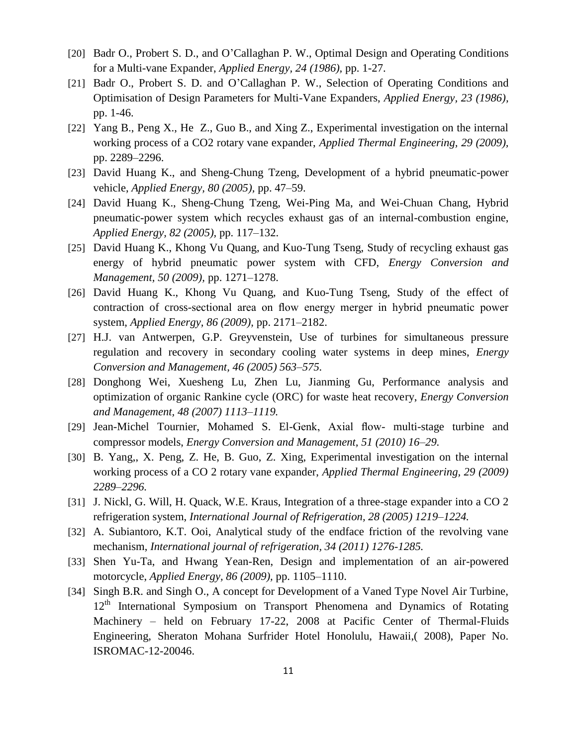[20] Badr O., Probert S. D., and O'Callaghan P. W., Optimal Design and Operating Conditions for a Multi-vane Expander, *Applied Energy, 24 (1986)*, pp. 1-27.

[21] Badr O., Probert S. D. and O'Callaghan P. W., Selection of Operating Conditions and Optimisation of Design Parameters for Multi-Vane Expanders, *Applied Energy, 23 (1986)*, pp. 1-46.

[22] Yang B., Peng X., He Z., Guo B., and Xing Z., Experimental investigation on the internal working process of a CO2 rotary vane expander, *Applied Thermal Engineering, 29 (2009)*, pp. 2289–2296.

[23] David Huang K., and Sheng-Chung Tzeng, Development of a hybrid pneumatic-power vehicle, *Applied Energy, 80 (2005)*, pp. 47–59.

[24] David Huang K., Sheng-Chung Tzeng, Wei-Ping Ma, and Wei-Chuan Chang, Hybrid pneumatic-power system which recycles exhaust gas of an internal-combustion engine, *Applied Energy, 82 (2005)*, pp. 117–132.

[25] David Huang K., Khong Vu Quang, and Kuo-Tung Tseng, Study of recycling exhaust gas energy of hybrid pneumatic power system with CFD, *Energy Conversion and Management, 50 (2009)*, pp. 1271–1278.

[26] David Huang K., Khong Vu Quang, and Kuo-Tung Tseng, Study of the effect of contraction of cross-sectional area on flow energy merger in hybrid pneumatic power system, *Applied Energy, 86 (2009)*, pp. 2171–2182.

[27] H.J. van Antwerpen, G.P. Greyvenstein, Use of turbines for simultaneous pressure regulation and recovery in secondary cooling water systems in deep mines, *Energy Conversion and Management, 46 (2005) 563–575.*

[28] Donghong Wei, Xuesheng Lu, Zhen Lu, Jianming Gu, Performance analysis and optimization of organic Rankine cycle (ORC) for waste heat recovery, *Energy Conversion and Management, 48 (2007) 1113–1119.*

[29] Jean-Michel Tournier, Mohamed S. El-Genk, Axial flow- multi-stage turbine and compressor models, *Energy Conversion and Management, 51 (2010) 16–29.*

[30] B. Yang,, X. Peng, Z. He, B. Guo, Z. Xing, Experimental investigation on the internal working process of a CO 2 rotary vane expander, *Applied Thermal Engineering, 29 (2009) 2289–2296.*

[31] J. Nickl, G. Will, H. Quack, W.E. Kraus, Integration of a three-stage expander into a CO 2 refrigeration system, *International Journal of Refrigeration, 28 (2005) 1219–1224.*

[32] A. Subiantoro, K.T. Ooi, Analytical study of the endface friction of the revolving vane mechanism, *International journal of refrigeration, 34 (2011) 1276-1285.*

[33] Shen Yu-Ta, and Hwang Yean-Ren, Design and implementation of an air-powered motorcycle, *Applied Energy, 86 (2009)*, pp. 1105–1110.

[34] Singh B.R. and Singh O., A concept for Development of a Vaned Type Novel Air Turbine, 12th International Symposium on Transport Phenomena and Dynamics of Rotating Machinery – held on February 17-22, 2008 at Pacific Center of Thermal-Fluids Engineering, Sheraton Mohana Surfrider Hotel Honolulu, Hawaii,( 2008), Paper No. ISROMAC-12-20046.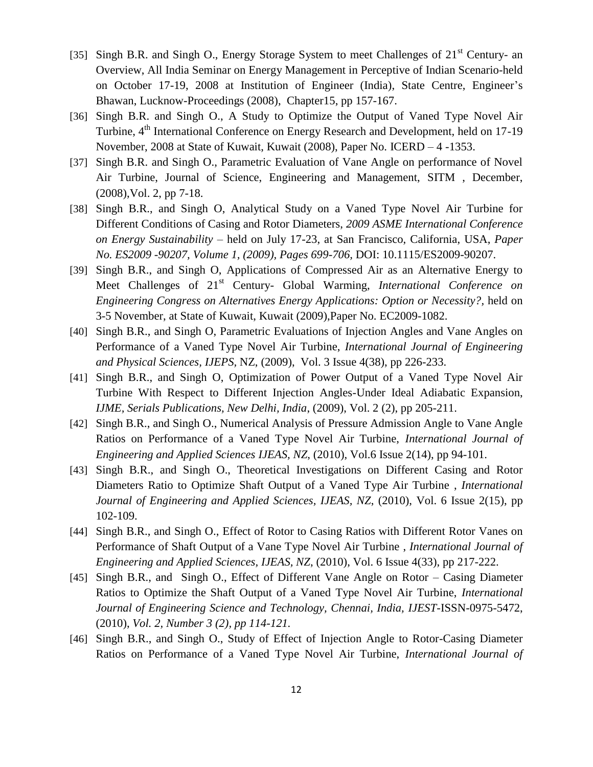[35] Singh B.R. and Singh O., Energy Storage System to meet Challenges of 21st Century- an Overview, All India Seminar on Energy Management in Perceptive of Indian Scenario-held on October 17-19, 2008 at Institution of Engineer (India), State Centre, Engineer's Bhawan, Lucknow-Proceedings (2008), Chapter15, pp 157-167.

[36] Singh B.R. and Singh O., A Study to Optimize the Output of Vaned Type Novel Air Turbine, 4th International Conference on Energy Research and Development, held on 17-19 November, 2008 at State of Kuwait, Kuwait (2008), Paper No. ICERD – 4 -1353.

[37] Singh B.R. and Singh O., Parametric Evaluation of Vane Angle on performance of Novel Air Turbine, Journal of Science, Engineering and Management, SITM , December, (2008),Vol. 2, pp 7-18.

[38] Singh B.R., and Singh O, Analytical Study on a Vaned Type Novel Air Turbine for Different Conditions of Casing and Rotor Diameters, *2009 ASME International Conference on Energy Sustainability* – held on July 17-23, at San Francisco, California, USA, *Paper No. ES2009 -90207, Volume 1, (2009), Pages 699-706*, DOI: 10.1115/ES2009-90207.

[39] Singh B.R., and Singh O, Applications of Compressed Air as an Alternative Energy to Meet Challenges of 21st Century- Global Warming, *International Conference on Engineering Congress on Alternatives Energy Applications: Option or Necessity?*, held on 3-5 November, at State of Kuwait, Kuwait (2009),Paper No. EC2009-1082.

[40] Singh B.R., and Singh O, Parametric Evaluations of Injection Angles and Vane Angles on Performance of a Vaned Type Novel Air Turbine, *International Journal of Engineering and Physical Sciences, IJEPS*, NZ, (2009), Vol. 3 Issue 4(38), pp 226-233.

[41] Singh B.R., and Singh O, Optimization of Power Output of a Vaned Type Novel Air Turbine With Respect to Different Injection Angles-Under Ideal Adiabatic Expansion, *IJME, Serials Publications, New Delhi, India*, (2009), Vol. 2 (2), pp 205-211.

[42] Singh B.R., and Singh O., Numerical Analysis of Pressure Admission Angle to Vane Angle Ratios on Performance of a Vaned Type Novel Air Turbine, *International Journal of Engineering and Applied Sciences IJEAS, NZ*, (2010), Vol.6 Issue 2(14), pp 94-101.

[43] Singh B.R., and Singh O., Theoretical Investigations on Different Casing and Rotor Diameters Ratio to Optimize Shaft Output of a Vaned Type Air Turbine , *International Journal of Engineering and Applied Sciences, IJEAS, NZ*, (2010), Vol. 6 Issue 2(15), pp 102-109.

[44] Singh B.R., and Singh O., Effect of Rotor to Casing Ratios with Different Rotor Vanes on Performance of Shaft Output of a Vane Type Novel Air Turbine , *International Journal of Engineering and Applied Sciences, IJEAS, NZ*, (2010), Vol. 6 Issue 4(33), pp 217-222.

[45] Singh B.R., and Singh O., Effect of Different Vane Angle on Rotor – Casing Diameter Ratios to Optimize the Shaft Output of a Vaned Type Novel Air Turbine, *International Journal of Engineering Science and Technology, Chennai, India, IJEST*-ISSN-0975-5472, (2010), *Vol. 2, Number 3 (2), pp 114-121.*

[46] Singh B.R., and Singh O., Study of Effect of Injection Angle to Rotor-Casing Diameter Ratios on Performance of a Vaned Type Novel Air Turbine, *International Journal of*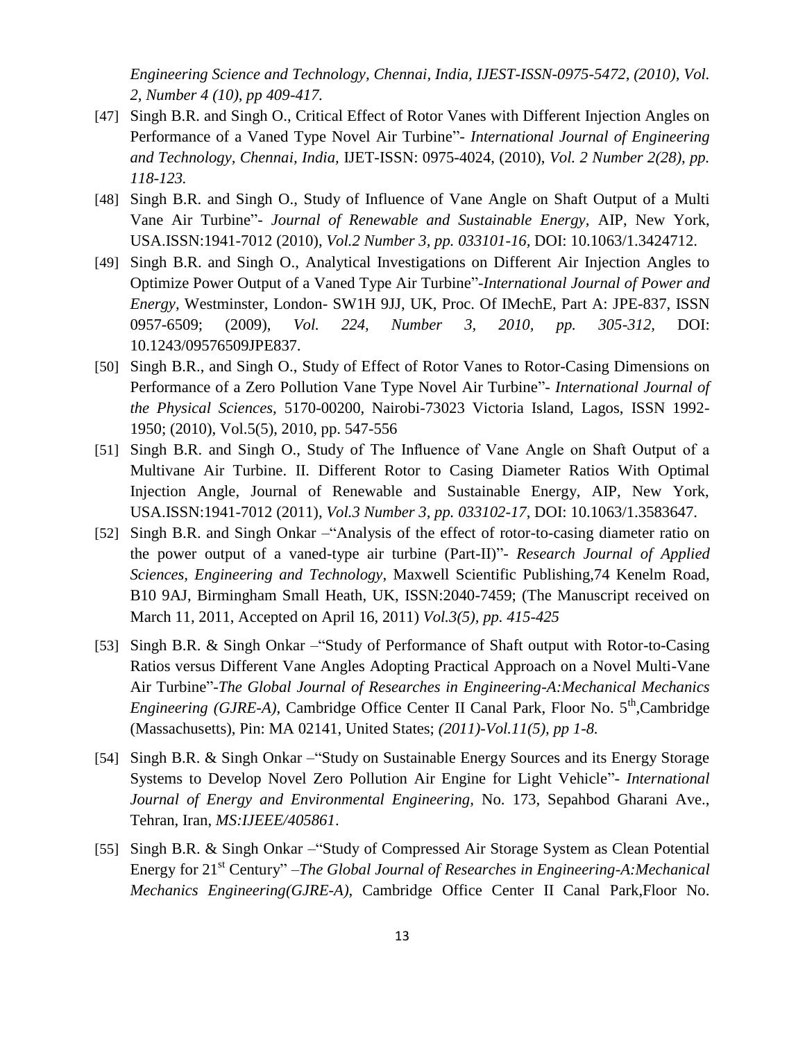*Engineering Science and Technology, Chennai, India, IJEST-ISSN-0975-5472, (2010), Vol. 2, Number 4 (10), pp 409-417.*

[47] Singh B.R. and Singh O., Critical Effect of Rotor Vanes with Different Injection Angles on Performance of a Vaned Type Novel Air Turbine"- *International Journal of Engineering and Technology, Chennai, India,* IJET-ISSN: 0975-4024, (2010), *Vol. 2 Number 2(28), pp. 118-123.*

[48] Singh B.R. and Singh O., Study of Influence of Vane Angle on Shaft Output of a Multi Vane Air Turbine"- *Journal of Renewable and Sustainable Energy,* AIP, New York, USA.ISSN:1941-7012 (2010), *Vol.2 Number 3, pp. 033101-16,* DOI: 10.1063/1.3424712.

[49] Singh B.R. and Singh O., Analytical Investigations on Different Air Injection Angles to Optimize Power Output of a Vaned Type Air Turbine"-*International Journal of Power and Energy,* Westminster, London- SW1H 9JJ, UK, Proc. Of IMechE, Part A: JPE-837, ISSN 0957-6509; (2009), *Vol. 224, Number 3, 2010, pp. 305-312,* DOI: 10.1243/09576509JPE837.

[50] Singh B.R., and Singh O., Study of Effect of Rotor Vanes to Rotor-Casing Dimensions on Performance of a Zero Pollution Vane Type Novel Air Turbine"- *International Journal of the Physical Sciences,* 5170-00200, Nairobi-73023 Victoria Island, Lagos, ISSN 1992-1950; (2010), Vol.5(5), 2010, pp. 547-556

[51] Singh B.R. and Singh O., Study of The Influence of Vane Angle on Shaft Output of a Multivane Air Turbine. II. Different Rotor to Casing Diameter Ratios With Optimal Injection Angle, Journal of Renewable and Sustainable Energy, AIP, New York, USA.ISSN:1941-7012 (2011), *Vol.3 Number 3, pp. 033102-17*, DOI: 10.1063/1.3583647.

[52] Singh B.R. and Singh Onkar –"Analysis of the effect of rotor-to-casing diameter ratio on the power output of a vaned-type air turbine (Part-II)"- *Research Journal of Applied Sciences, Engineering and Technology*, Maxwell Scientific Publishing,74 Kenelm Road, B10 9AJ, Birmingham Small Heath, UK, ISSN:2040-7459; (The Manuscript received on March 11, 2011, Accepted on April 16, 2011) *Vol.3(5), pp. 415-425*

[53] Singh B.R. & Singh Onkar –"Study of Performance of Shaft output with Rotor-to-Casing Ratios versus Different Vane Angles Adopting Practical Approach on a Novel Multi-Vane Air Turbine"-*The Global Journal of Researches in Engineering-A:Mechanical Mechanics Engineering (GJRE-A),* Cambridge Office Center II Canal Park, Floor No. 5th,Cambridge (Massachusetts), Pin: MA 02141, United States; *(2011)-Vol.11(5), pp 1-8.*

[54] Singh B.R. & Singh Onkar –"Study on Sustainable Energy Sources and its Energy Storage Systems to Develop Novel Zero Pollution Air Engine for Light Vehicle"- *International Journal of Energy and Environmental Engineering,* No. 173, Sepahbod Gharani Ave., Tehran, Iran, *MS:IJEEE/405861*.

[55] Singh B.R. & Singh Onkar –"Study of Compressed Air Storage System as Clean Potential Energy for 21st Century" –*The Global Journal of Researches in Engineering-A:Mechanical Mechanics Engineering(GJRE-A)*, Cambridge Office Center II Canal Park,Floor No.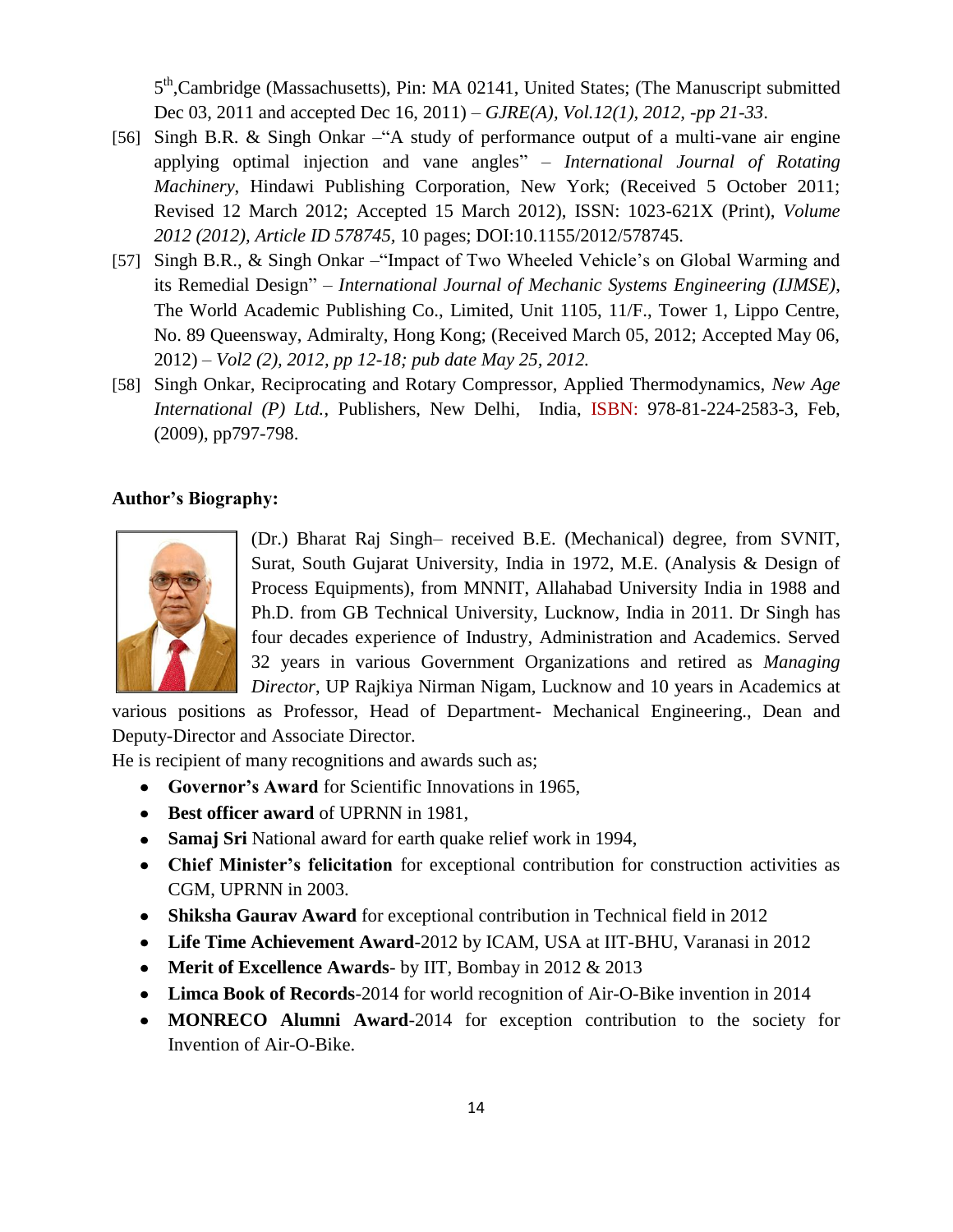5th,Cambridge (Massachusetts), Pin: MA 02141, United States; (The Manuscript submitted Dec 03, 2011 and accepted Dec 16, 2011) – *GJRE(A), Vol.12(1), 2012, -pp 21-33*.

[56] Singh B.R. & Singh Onkar –"A study of performance output of a multi-vane air engine applying optimal injection and vane angles" – *International Journal of Rotating Machinery*, Hindawi Publishing Corporation, New York; (Received 5 October 2011; Revised 12 March 2012; Accepted 15 March 2012), ISSN: 1023-621X (Print), *Volume 2012 (2012), Article ID 578745,* 10 pages; DOI:10.1155/2012/578745.

[57] Singh B.R., & Singh Onkar –"Impact of Two Wheeled Vehicle's on Global Warming and its Remedial Design" – *International Journal of Mechanic Systems Engineering (IJMSE)*, The World Academic Publishing Co., Limited, Unit 1105, 11/F., Tower 1, Lippo Centre, No. 89 Queensway, Admiralty, Hong Kong; (Received March 05, 2012; Accepted May 06, 2012) – *Vol2 (2), 2012, pp 12-18; pub date May 25, 2012.*

[58] Singh Onkar, Reciprocating and Rotary Compressor, Applied Thermodynamics, *New Age International (P) Ltd.*, Publishers, New Delhi, India, ISBN: 978-81-224-2583-3, Feb, (2009), pp797-798.

**Author's Biography:**

(Dr.) Bharat Raj Singh– received B.E. (Mechanical) degree, from SVNIT, Surat, South Gujarat University, India in 1972, M.E. (Analysis & Design of Process Equipments), from MNNIT, Allahabad University India in 1988 and Ph.D. from GB Technical University, Lucknow, India in 2011. Dr Singh has four decades experience of Industry, Administration and Academics. Served 32 years in various Government Organizations and retired as *Managing Director*, UP Rajkiya Nirman Nigam, Lucknow and 10 years in Academics at various positions as Professor, Head of Department- Mechanical Engineering., Dean and Deputy-Director and Associate Director.

He is recipient of many recognitions and awards such as;

- **Governor's Award** for Scientific Innovations in 1965,
- **Best officer award** of UPRNN in 1981,
- **Samaj Sri** National award for earth quake relief work in 1994,
- **Chief Minister's felicitation** for exceptional contribution for construction activities as CGM, UPRNN in 2003.
- **Shiksha Gaurav Award** for exceptional contribution in Technical field in 2012
- **Life Time Achievement Award**-2012 by ICAM, USA at IIT-BHU, Varanasi in 2012
- **Merit of Excellence Awards**- by IIT, Bombay in 2012 & 2013
- **Limca Book of Records**-2014 for world recognition of Air-O-Bike invention in 2014
- **MONRECO Alumni Award**-2014 for exception contribution to the society for Invention of Air-O-Bike.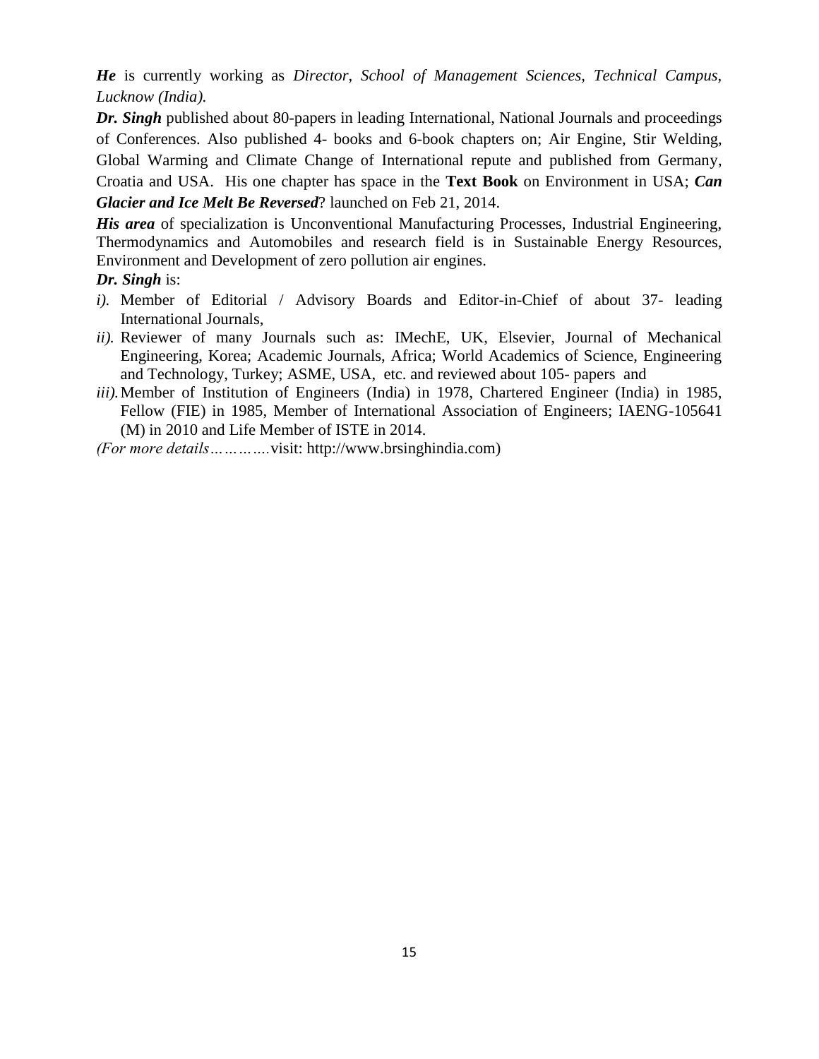***He*** is currently working as *Director*, *School of Management Sciences*, *Technical Campus*, *Lucknow (India).*

***Dr. Singh*** published about 80-papers in leading International, National Journals and proceedings of Conferences. Also published 4- books and 6-book chapters on; Air Engine, Stir Welding, Global Warming and Climate Change of International repute and published from Germany, Croatia and USA. His one chapter has space in the **Text Book** on Environment in USA; ***Can Glacier and Ice Melt Be Reversed***? launched on Feb 21, 2014.

***His area*** of specialization is Unconventional Manufacturing Processes, Industrial Engineering, Thermodynamics and Automobiles and research field is in Sustainable Energy Resources, Environment and Development of zero pollution air engines.

***Dr. Singh*** is:

*i).* Member of Editorial / Advisory Boards and Editor-in-Chief of about 37- leading International Journals,

*ii).* Reviewer of many Journals such as: IMechE, UK, Elsevier, Journal of Mechanical Engineering, Korea; Academic Journals, Africa; World Academics of Science, Engineering and Technology, Turkey; ASME, USA, etc. and reviewed about 105- papers and

*iii).* Member of Institution of Engineers (India) in 1978, Chartered Engineer (India) in 1985, Fellow (FIE) in 1985, Member of International Association of Engineers; IAENG-105641 (M) in 2010 and Life Member of ISTE in 2014.

*(For more details………….*visit: http://www.brsinghindia.com)